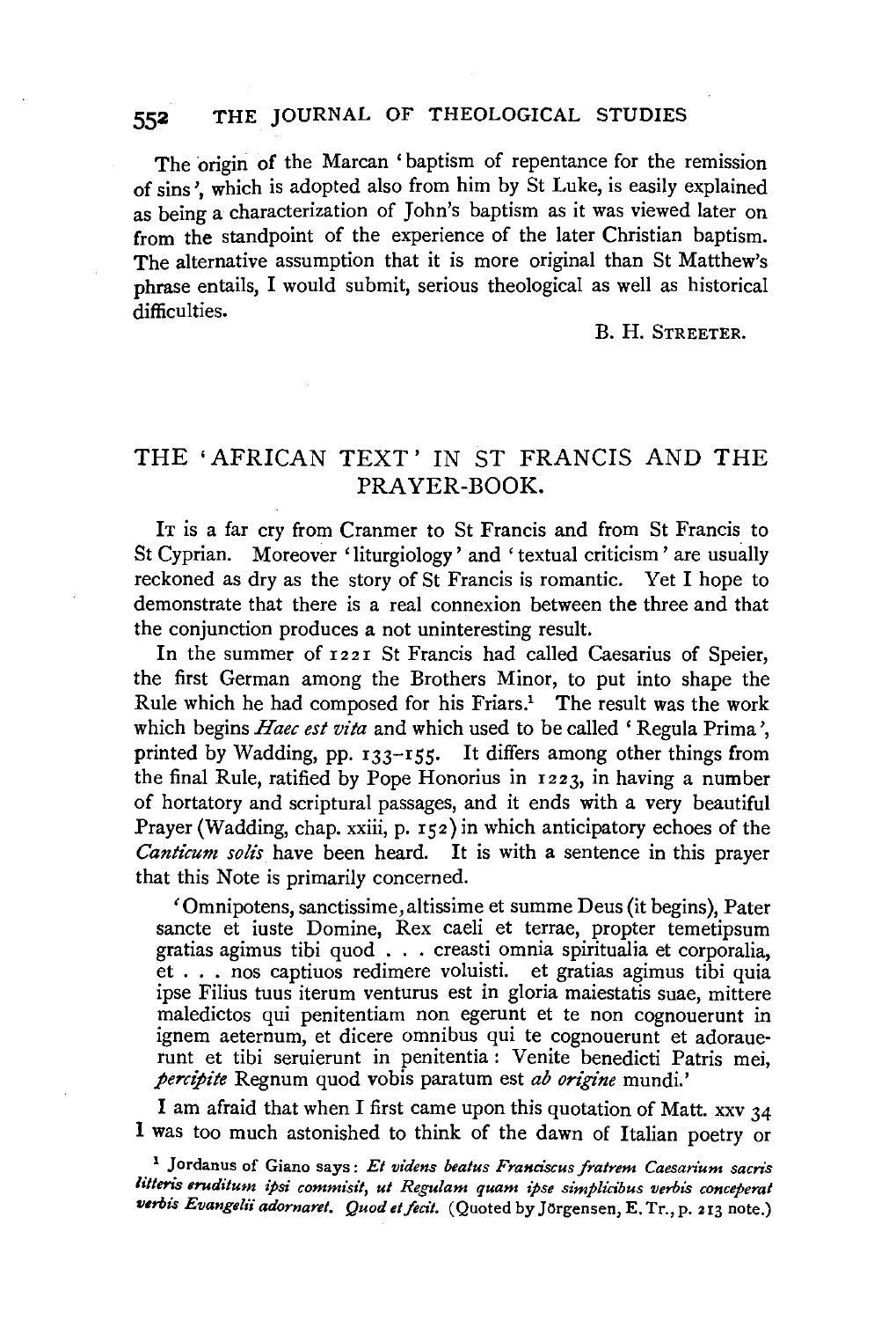The origin of the Marcan 'baptism of repentance for the remission of sins', which is adopted also from him by St Luke, is easily explained as being a characterization of John's baptism as it was viewed later on from the standpoint of the experience of the later Christian baptism. The alternative assumption that it is more original than St Matthew's phrase entails, I would submit, serious theological as well as historical difficulties.

B. H. STREETER.

# THE 'AFRICAN TEXT' IN ST FRANCIS AND THE PRAYER-BOOK.

It is a far cry from Cranmer to St Francis and from St Francis to St Cyprian. Moreover 'liturgiology' and 'textual criticism' are usually reckoned as dry as the story of St Francis is romantic. Yet I hope to demonstrate that there is a real connexion between the three and that the conjunction produces a not uninteresting result.

In the summer of 1221 St Francis had called Caesarius of Speier, the first German among the Brothers Minor, to put into shape the Rule which he had composed for his Friars.[1] The result was the work which begins *Haec est vita* and which used to be called 'Regula Prima', printed by Wadding, pp. 133–155. It differs among other things from the final Rule, ratified by Pope Honorius in 1223, in having a number of hortatory and scriptural passages, and it ends with a very beautiful Prayer (Wadding, chap. xxiii, p. 152) in which anticipatory echoes of the *Canticum solis* have been heard. It is with a sentence in this prayer that this Note is primarily concerned.

'Omnipotens, sanctissime, altissime et summe Deus (it begins), Pater sancte et iuste Domine, Rex caeli et terrae, propter temetipsum gratias agimus tibi quod . . . creasti omnia spiritualia et corporalia, et . . . nos captiuos redimere voluisti. et gratias agimus tibi quia ipse Filius tuus iterum venturus est in gloria maiestatis suae, mittere maledictos qui penitentiam non egerunt et te non cognouerunt in ignem aeternum, et dicere omnibus qui te cognouerunt et adorauerunt et tibi seruierunt in penitentia: Venite benedicti Patris mei, *percipite* Regnum quod vobis paratum est *ab origine* mundi.'

I am afraid that when I first came upon this quotation of Matt. xxv 34 I was too much astonished to think of the dawn of Italian poetry or

[1] Jordanus of Giano says: *Et videns beatus Franciscus fratrem Caesarium sacris litteris eruditum ipsi commisit, ut Regulam quam ipse simplicibus verbis conceperat verbis Evangelii adornaret. Quod et fecit.* (Quoted by Jörgensen, E. Tr., p. 213 note.)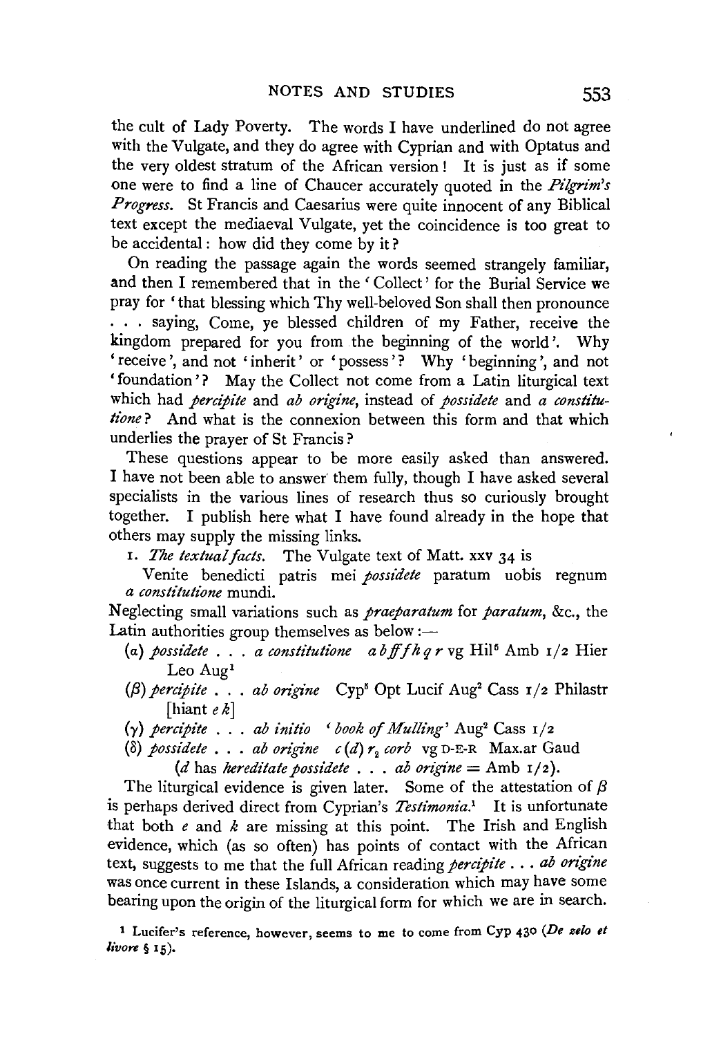the cult of Lady Poverty. The words I have underlined do not agree with the Vulgate, and they do agree with Cyprian and with Optatus and the very oldest stratum of the African version! It is just as if some one were to find a line of Chaucer accurately quoted in the *Pilgrim's Progress*. St Francis and Caesarius were quite innocent of any Biblical text except the mediaeval Vulgate, yet the coincidence is too great to be accidental: how did they come by it?

On reading the passage again the words seemed strangely familiar, and then I remembered that in the 'Collect' for the Burial Service we pray for 'that blessing which Thy well-beloved Son shall then pronounce ... saying, Come, ye blessed children of my Father, receive the kingdom prepared for you from the beginning of the world'. Why 'receive', and not 'inherit' or 'possess'? Why 'beginning', and not 'foundation'? May the Collect not come from a Latin liturgical text which had *percipite* and *ab origine*, instead of *possidete* and *a constitutione*? And what is the connexion between this form and that which underlies the prayer of St Francis?

These questions appear to be more easily asked than answered. I have not been able to answer them fully, though I have asked several specialists in the various lines of research thus so curiously brought together. I publish here what I have found already in the hope that others may supply the missing links.

1. *The textual facts.* The Vulgate text of Matt. xxv 34 is

Venite benedicti patris mei *possidete* paratum uobis regnum *a constitutione* mundi.

Neglecting small variations such as *praeparatum* for *paratum*, &c., the Latin authorities group themselves as below:—

(α) *possidete ... a constitutione* *a b ff f h q r* vg Hil⁶ Amb 1/2 Hier Leo Aug[1]

(β) *percipite ... ab origine* Cyp⁵ Opt Lucif Aug[2] Cass 1/2 Philastr [hiant *e k*]

(γ) *percipite ... ab initio* '*book of Mulling*' Aug[2] Cass 1/2

(δ) *possidete ... ab origine* *c* (*d*) $r_2$ *corb* vg D-E-R Max.ar Gaud
 (*d* has *hereditate possidete ... ab origine* = Amb 1/2).

The liturgical evidence is given later. Some of the attestation of β is perhaps derived direct from Cyprian's *Testimonia*.[1] It is unfortunate that both *e* and *k* are missing at this point. The Irish and English evidence, which (as so often) has points of contact with the African text, suggests to me that the full African reading *percipite ... ab origine* was once current in these Islands, a consideration which may have some bearing upon the origin of the liturgical form for which we are in search.

[1] Lucifer's reference, however, seems to me to come from Cyp 430 (*De zelo et livore* § 15).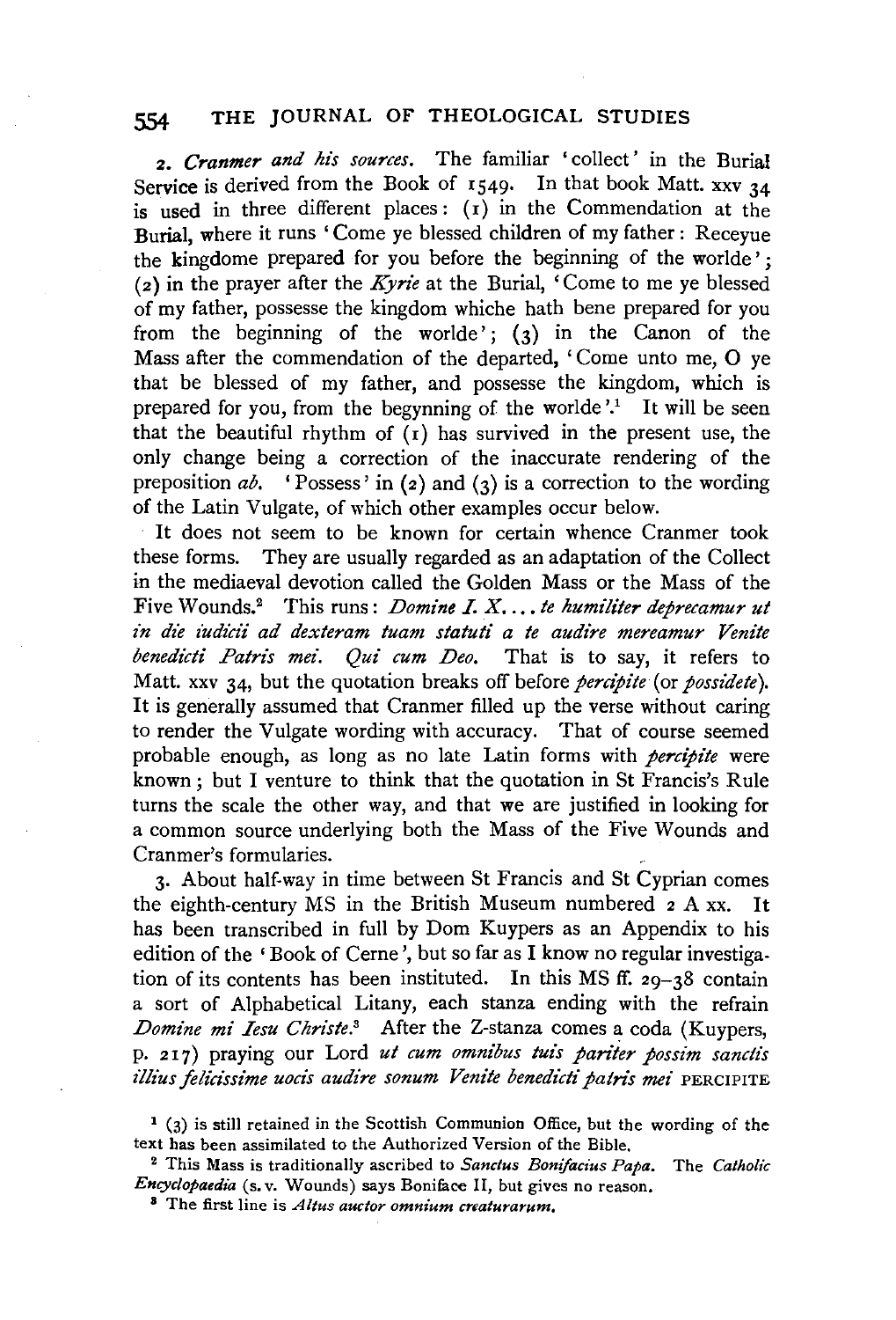2. *Cranmer and his sources.* The familiar 'collect' in the Burial Service is derived from the Book of 1549. In that book Matt. xxv 34 is used in three different places: (1) in the Commendation at the Burial, where it runs 'Come ye blessed children of my father: Receyue the kingdome prepared for you before the beginning of the worlde'; (2) in the prayer after the *Kyrie* at the Burial, 'Come to me ye blessed of my father, possesse the kingdom whiche hath bene prepared for you from the beginning of the worlde'; (3) in the Canon of the Mass after the commendation of the departed, 'Come unto me, O ye that be blessed of my father, and possesse the kingdom, which is prepared for you, from the begynning of the worlde'.[1] It will be seen that the beautiful rhythm of (1) has survived in the present use, the only change being a correction of the inaccurate rendering of the preposition *ab*. 'Possess' in (2) and (3) is a correction to the wording of the Latin Vulgate, of which other examples occur below.

It does not seem to be known for certain whence Cranmer took these forms. They are usually regarded as an adaptation of the Collect in the mediaeval devotion called the Golden Mass or the Mass of the Five Wounds.[2] This runs: *Domine I. X.... te humiliter deprecamur ut in die iudicii ad dexteram tuam statuti a te audire mereamur Venite benedicti Patris mei. Qui cum Deo.* That is to say, it refers to Matt. xxv 34, but the quotation breaks off before *percipite* (or *possidete*). It is generally assumed that Cranmer filled up the verse without caring to render the Vulgate wording with accuracy. That of course seemed probable enough, as long as no late Latin forms with *percipite* were known; but I venture to think that the quotation in St Francis's Rule turns the scale the other way, and that we are justified in looking for a common source underlying both the Mass of the Five Wounds and Cranmer's formularies.

3. About half-way in time between St Francis and St Cyprian comes the eighth-century MS in the British Museum numbered 2 A xx. It has been transcribed in full by Dom Kuypers as an Appendix to his edition of the 'Book of Cerne', but so far as I know no regular investigation of its contents has been instituted. In this MS ff. 29–38 contain a sort of Alphabetical Litany, each stanza ending with the refrain *Domine mi Iesu Christe.*[3] After the Z-stanza comes a coda (Kuypers, p. 217) praying our Lord *ut cum omnibus tuis pariter possim sanctis illius felicissime uocis audire sonum Venite benedicti patris mei* PERCIPITE

[1] (3) is still retained in the Scottish Communion Office, but the wording of the text has been assimilated to the Authorized Version of the Bible.

[2] This Mass is traditionally ascribed to *Sanctus Bonifacius Papa*. The *Catholic Encyclopaedia* (s.v. Wounds) says Boniface II, but gives no reason.

[3] The first line is *Altus auctor omnium creaturarum.*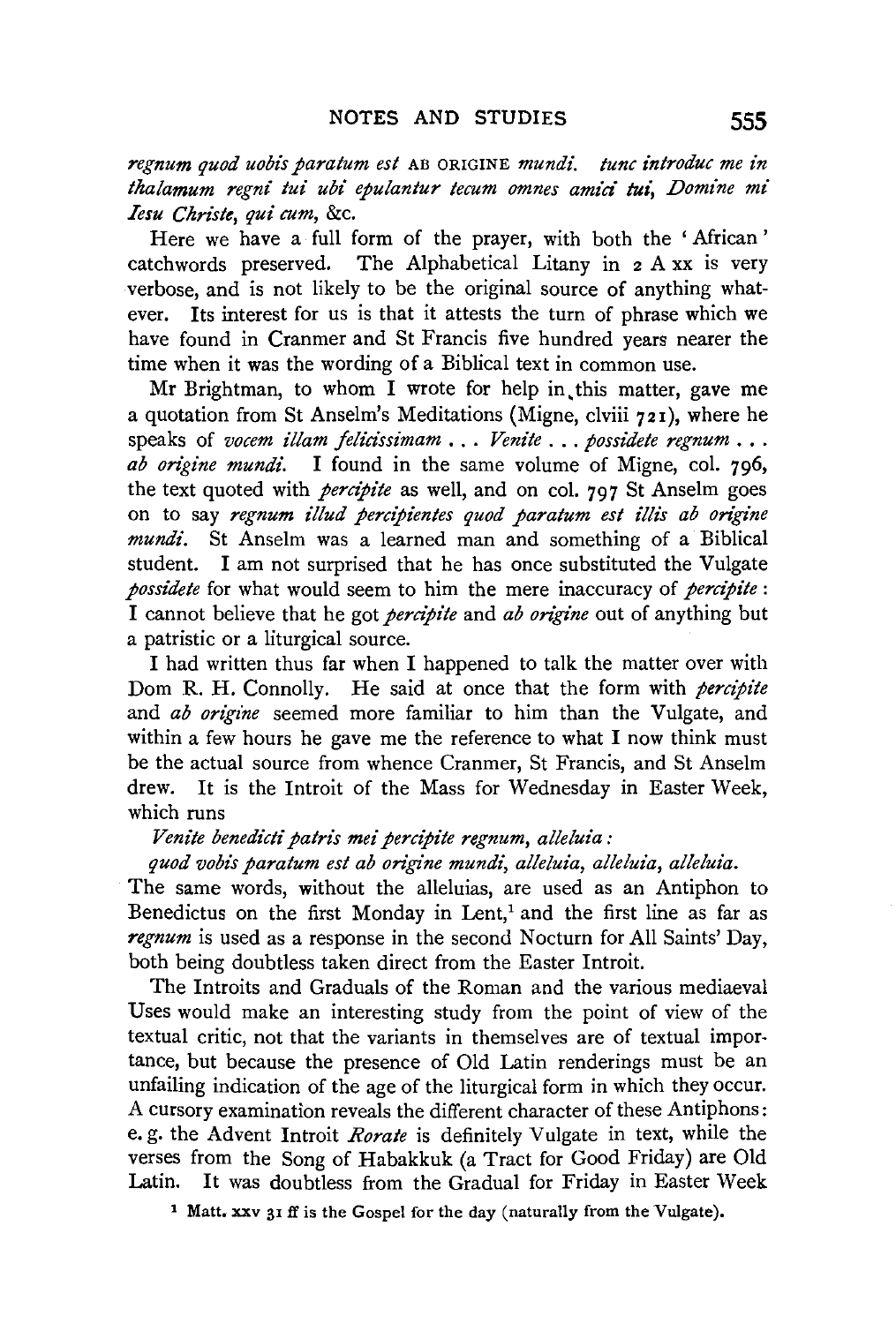*regnum quod uobis paratum est* AB ORIGINE *mundi. tunc introduc me in thalamum regni tui ubi epulantur tecum omnes amici tui, Domine mi Iesu Christe, qui cum*, &c.

Here we have a full form of the prayer, with both the 'African' catchwords preserved. The Alphabetical Litany in 2 A xx is very verbose, and is not likely to be the original source of anything whatever. Its interest for us is that it attests the turn of phrase which we have found in Cranmer and St Francis five hundred years nearer the time when it was the wording of a Biblical text in common use.

Mr Brightman, to whom I wrote for help in this matter, gave me a quotation from St Anselm's Meditations (Migne, clviii 721), where he speaks of *vocem illam felicissimam . . . Venite . . . possidete regnum . . . ab origine mundi.* I found in the same volume of Migne, col. 796, the text quoted with *percipite* as well, and on col. 797 St Anselm goes on to say *regnum illud percipientes quod paratum est illis ab origine mundi.* St Anselm was a learned man and something of a Biblical student. I am not surprised that he has once substituted the Vulgate *possidete* for what would seem to him the mere inaccuracy of *percipite*: I cannot believe that he got *percipite* and *ab origine* out of anything but a patristic or a liturgical source.

I had written thus far when I happened to talk the matter over with Dom R. H. Connolly. He said at once that the form with *percipite* and *ab origine* seemed more familiar to him than the Vulgate, and within a few hours he gave me the reference to what I now think must be the actual source from whence Cranmer, St Francis, and St Anselm drew. It is the Introit of the Mass for Wednesday in Easter Week, which runs

*Venite benedicti patris mei percipite regnum, alleluia:*
*quod vobis paratum est ab origine mundi, alleluia, alleluia, alleluia.*

The same words, without the alleluias, are used as an Antiphon to Benedictus on the first Monday in Lent,[1] and the first line as far as *regnum* is used as a response in the second Nocturn for All Saints' Day, both being doubtless taken direct from the Easter Introit.

The Introits and Graduals of the Roman and the various mediaeval Uses would make an interesting study from the point of view of the textual critic, not that the variants in themselves are of textual importance, but because the presence of Old Latin renderings must be an unfailing indication of the age of the liturgical form in which they occur. A cursory examination reveals the different character of these Antiphons: e.g. the Advent Introit *Rorate* is definitely Vulgate in text, while the verses from the Song of Habakkuk (a Tract for Good Friday) are Old Latin. It was doubtless from the Gradual for Friday in Easter Week

[1] Matt. xxv 31 ff is the Gospel for the day (naturally from the Vulgate).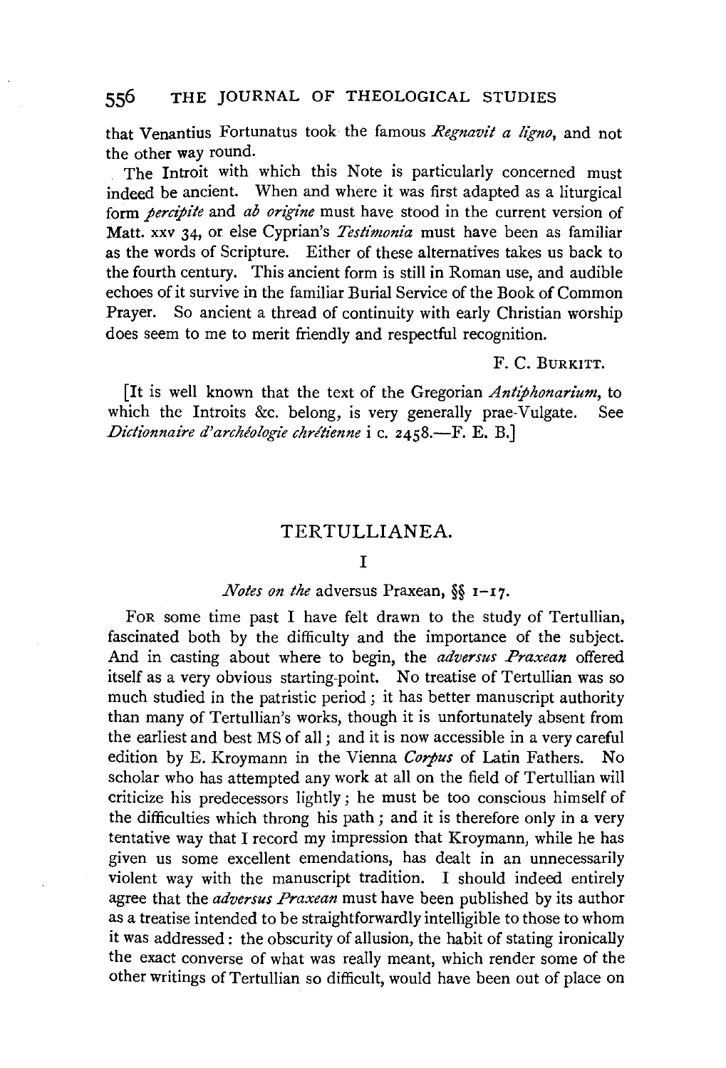that Venantius Fortunatus took the famous *Regnavit a ligno*, and not the other way round.

The Introit with which this Note is particularly concerned must indeed be ancient. When and where it was first adapted as a liturgical form *percipite* and *ab origine* must have stood in the current version of Matt. xxv 34, or else Cyprian's *Testimonia* must have been as familiar as the words of Scripture. Either of these alternatives takes us back to the fourth century. This ancient form is still in Roman use, and audible echoes of it survive in the familiar Burial Service of the Book of Common Prayer. So ancient a thread of continuity with early Christian worship does seem to me to merit friendly and respectful recognition.

F. C. BURKITT.

[It is well known that the text of the Gregorian *Antiphonarium*, to which the Introits &c. belong, is very generally prae-Vulgate. See *Dictionnaire d'archéologie chrétienne* i c. 2458.—F. E. B.]

## TERTULLIANEA.

### I

*Notes on the* adversus Praxean, §§ 1–17.

FOR some time past I have felt drawn to the study of Tertullian, fascinated both by the difficulty and the importance of the subject. And in casting about where to begin, the *adversus Praxean* offered itself as a very obvious starting-point. No treatise of Tertullian was so much studied in the patristic period; it has better manuscript authority than many of Tertullian's works, though it is unfortunately absent from the earliest and best MS of all; and it is now accessible in a very careful edition by E. Kroymann in the Vienna *Corpus* of Latin Fathers. No scholar who has attempted any work at all on the field of Tertullian will criticize his predecessors lightly; he must be too conscious himself of the difficulties which throng his path; and it is therefore only in a very tentative way that I record my impression that Kroymann, while he has given us some excellent emendations, has dealt in an unnecessarily violent way with the manuscript tradition. I should indeed entirely agree that the *adversus Praxean* must have been published by its author as a treatise intended to be straightforwardly intelligible to those to whom it was addressed: the obscurity of allusion, the habit of stating ironically the exact converse of what was really meant, which render some of the other writings of Tertullian so difficult, would have been out of place on